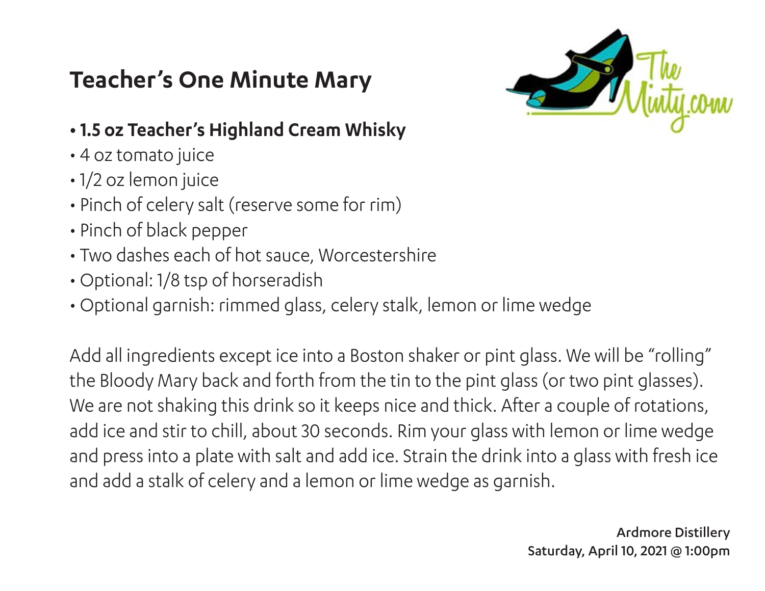# Teacher's One Minute Mary

- **1.5 oz Teacher's Highland Cream Whisky**
- 4 oz tomato juice
- 1/2 oz lemon juice
- Pinch of celery salt (reserve some for rim)
- Pinch of black pepper
- Two dashes each of hot sauce, Worcestershire
- Optional: 1/8 tsp of horseradish
- Optional garnish: rimmed glass, celery stalk, lemon or lime wedge

Add all ingredients except ice into a Boston shaker or pint glass. We will be "rolling" the Bloody Mary back and forth from the tin to the pint glass (or two pint glasses). We are not shaking this drink so it keeps nice and thick. After a couple of rotations, add ice and stir to chill, about 30 seconds. Rim your glass with lemon or lime wedge and press into a plate with salt and add ice. Strain the drink into a glass with fresh ice and add a stalk of celery and a lemon or lime wedge as garnish.

**Ardmore Distillery**
**Saturday, April 10, 2021 @ 1:00pm**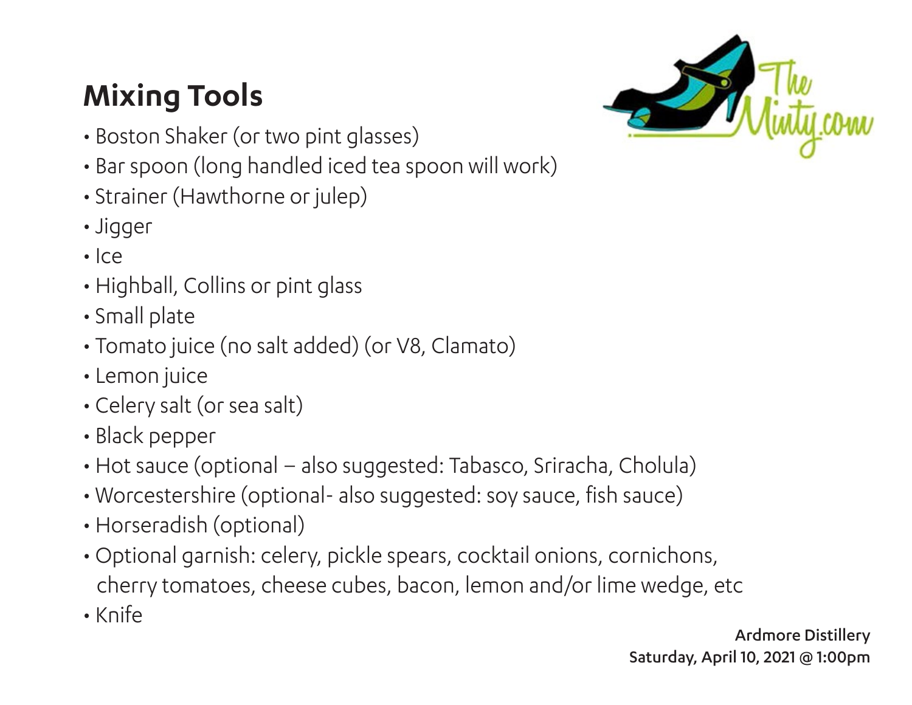## Mixing Tools

- Boston Shaker (or two pint glasses)
- Bar spoon (long handled iced tea spoon will work)
- Strainer (Hawthorne or julep)
- Jigger
- Ice
- Highball, Collins or pint glass
- Small plate
- Tomato juice (no salt added) (or V8, Clamato)
- Lemon juice
- Celery salt (or sea salt)
- Black pepper
- Hot sauce (optional – also suggested: Tabasco, Sriracha, Cholula)
- Worcestershire (optional- also suggested: soy sauce, fish sauce)
- Horseradish (optional)
- Optional garnish: celery, pickle spears, cocktail onions, cornichons, cherry tomatoes, cheese cubes, bacon, lemon and/or lime wedge, etc
- Knife

**Ardmore Distillery**
**Saturday, April 10, 2021 @ 1:00pm**